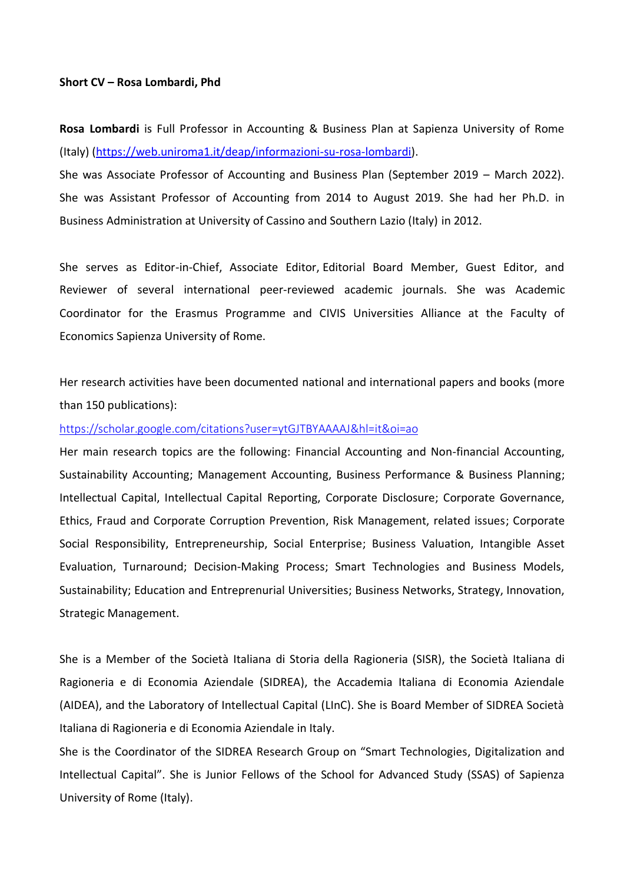**Short CV – Rosa Lombardi, Phd**

**Rosa Lombardi** is Full Professor in Accounting & Business Plan at Sapienza University of Rome (Italy) ([https://web.uniroma1.it/deap/informazioni-su-rosa-lombardi](https://web.uniroma1.it/deap/informazioni-su-rosa-lombardi)).
She was Associate Professor of Accounting and Business Plan (September 2019 – March 2022). She was Assistant Professor of Accounting from 2014 to August 2019. She had her Ph.D. in Business Administration at University of Cassino and Southern Lazio (Italy) in 2012.

She serves as Editor-in-Chief, Associate Editor, Editorial Board Member, Guest Editor, and Reviewer of several international peer-reviewed academic journals. She was Academic Coordinator for the Erasmus Programme and CIVIS Universities Alliance at the Faculty of Economics Sapienza University of Rome.

Her research activities have been documented national and international papers and books (more than 150 publications):
[https://scholar.google.com/citations?user=ytGJTBYAAAAJ&hl=it&oi=ao](https://scholar.google.com/citations?user=ytGJTBYAAAAJ&hl=it&oi=ao)
Her main research topics are the following: Financial Accounting and Non-financial Accounting, Sustainability Accounting; Management Accounting, Business Performance & Business Planning; Intellectual Capital, Intellectual Capital Reporting, Corporate Disclosure; Corporate Governance, Ethics, Fraud and Corporate Corruption Prevention, Risk Management, related issues; Corporate Social Responsibility, Entrepreneurship, Social Enterprise; Business Valuation, Intangible Asset Evaluation, Turnaround; Decision-Making Process; Smart Technologies and Business Models, Sustainability; Education and Entreprenurial Universities; Business Networks, Strategy, Innovation, Strategic Management.

She is a Member of the Società Italiana di Storia della Ragioneria (SISR), the Società Italiana di Ragioneria e di Economia Aziendale (SIDREA), the Accademia Italiana di Economia Aziendale (AIDEA), and the Laboratory of Intellectual Capital (LInC). She is Board Member of SIDREA Società Italiana di Ragioneria e di Economia Aziendale in Italy.
She is the Coordinator of the SIDREA Research Group on "Smart Technologies, Digitalization and Intellectual Capital". She is Junior Fellows of the School for Advanced Study (SSAS) of Sapienza University of Rome (Italy).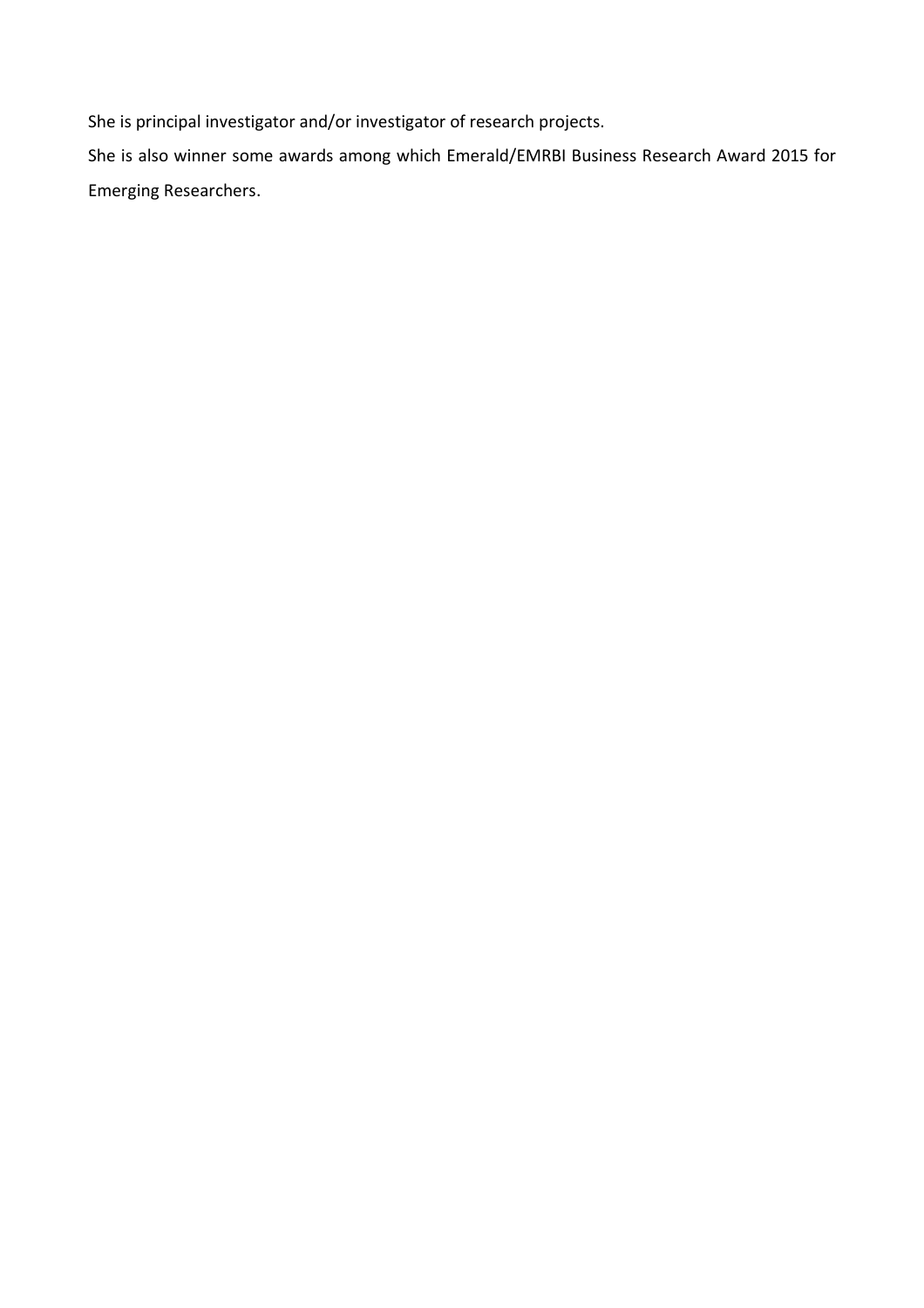She is principal investigator and/or investigator of research projects.

She is also winner some awards among which Emerald/EMRBI Business Research Award 2015 for Emerging Researchers.